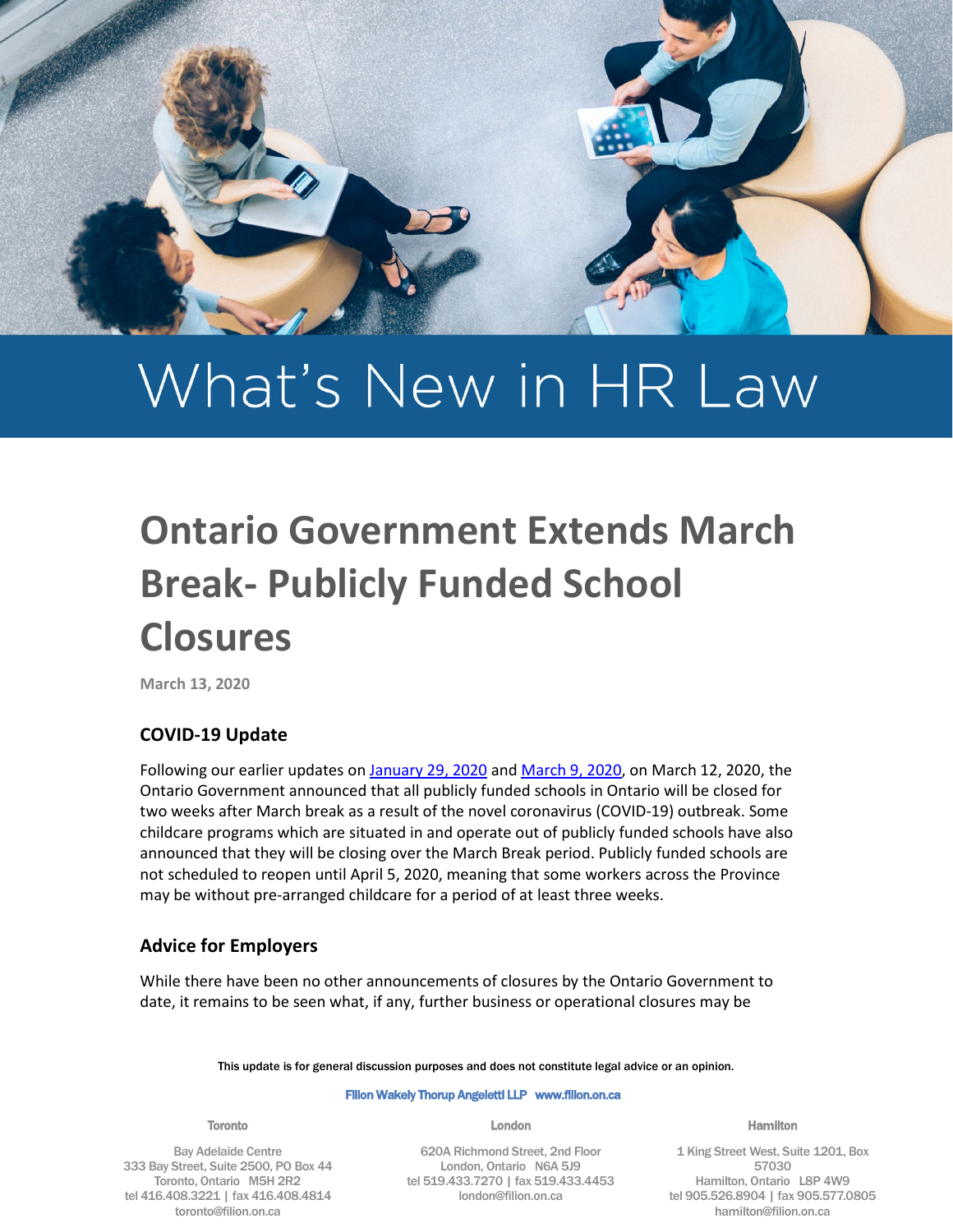# What's New in HR Law

# Ontario Government Extends March Break- Publicly Funded School Closures

**March 13, 2020**

## COVID-19 Update

Following our earlier updates on January 29, 2020 and March 9, 2020, on March 12, 2020, the Ontario Government announced that all publicly funded schools in Ontario will be closed for two weeks after March break as a result of the novel coronavirus (COVID-19) outbreak. Some childcare programs which are situated in and operate out of publicly funded schools have also announced that they will be closing over the March Break period. Publicly funded schools are not scheduled to reopen until April 5, 2020, meaning that some workers across the Province may be without pre-arranged childcare for a period of at least three weeks.

## Advice for Employers

While there have been no other announcements of closures by the Ontario Government to date, it remains to be seen what, if any, further business or operational closures may be

This update is for general discussion purposes and does not constitute legal advice or an opinion.

Filion Wakely Thorup Angeletti LLP www.filion.on.ca

**Toronto**
Bay Adelaide Centre
333 Bay Street, Suite 2500, PO Box 44
Toronto, Ontario M5H 2R2
tel 416.408.3221 | fax 416.408.4814
toronto@filion.on.ca

**London**
620A Richmond Street, 2nd Floor
London, Ontario N6A 5J9
tel 519.433.7270 | fax 519.433.4453
london@filion.on.ca

**Hamilton**
1 King Street West, Suite 1201, Box 57030
Hamilton, Ontario L8P 4W9
tel 905.526.8904 | fax 905.577.0805
hamilton@filion.on.ca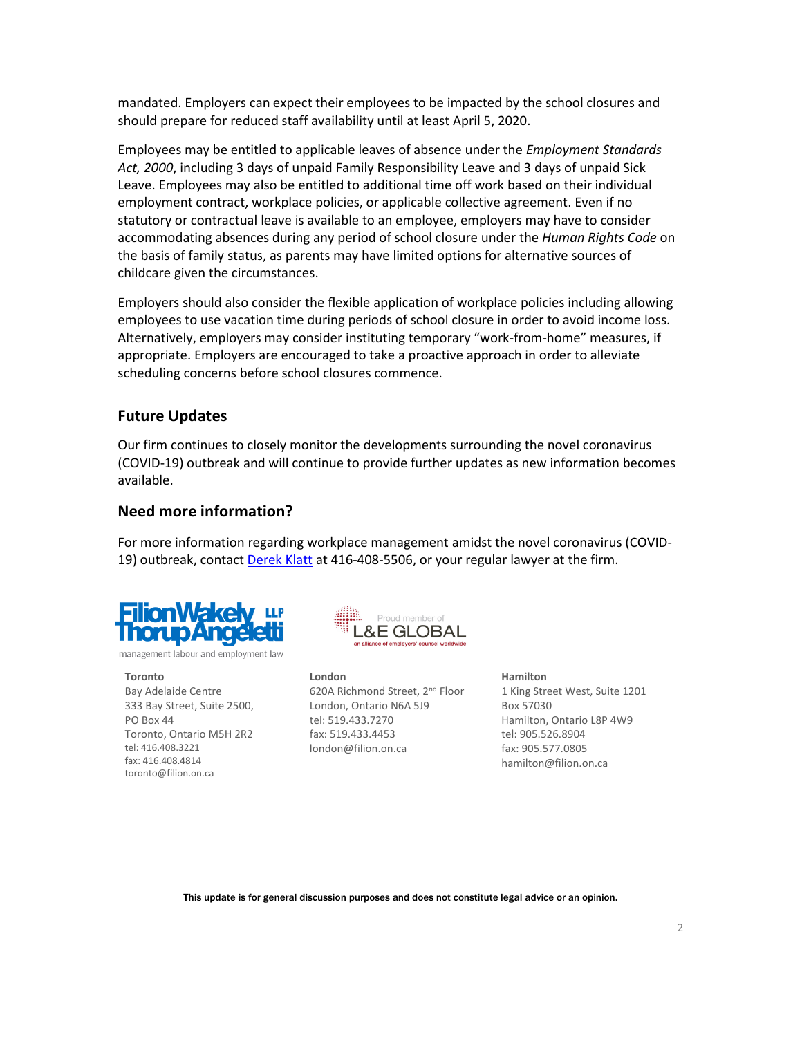mandated. Employers can expect their employees to be impacted by the school closures and should prepare for reduced staff availability until at least April 5, 2020.

Employees may be entitled to applicable leaves of absence under the *Employment Standards Act, 2000*, including 3 days of unpaid Family Responsibility Leave and 3 days of unpaid Sick Leave. Employees may also be entitled to additional time off work based on their individual employment contract, workplace policies, or applicable collective agreement. Even if no statutory or contractual leave is available to an employee, employers may have to consider accommodating absences during any period of school closure under the *Human Rights Code* on the basis of family status, as parents may have limited options for alternative sources of childcare given the circumstances.

Employers should also consider the flexible application of workplace policies including allowing employees to use vacation time during periods of school closure in order to avoid income loss. Alternatively, employers may consider instituting temporary "work-from-home" measures, if appropriate. Employers are encouraged to take a proactive approach in order to alleviate scheduling concerns before school closures commence.

## Future Updates

Our firm continues to closely monitor the developments surrounding the novel coronavirus (COVID-19) outbreak and will continue to provide further updates as new information becomes available.

## Need more information?

For more information regarding workplace management amidst the novel coronavirus (COVID-19) outbreak, contact Derek Klatt at 416-408-5506, or your regular lawyer at the firm.

Filion Wakely Thorup Angeletti LLP
management labour and employment law

Proud member of L&E GLOBAL
an alliance of employers' counsel worldwide

**Toronto**
Bay Adelaide Centre
333 Bay Street, Suite 2500,
PO Box 44
Toronto, Ontario M5H 2R2
tel: 416.408.3221
fax: 416.408.4814
toronto@filion.on.ca

**London**
620A Richmond Street, 2nd Floor
London, Ontario N6A 5J9
tel: 519.433.7270
fax: 519.433.4453
london@filion.on.ca

**Hamilton**
1 King Street West, Suite 1201
Box 57030
Hamilton, Ontario L8P 4W9
tel: 905.526.8904
fax: 905.577.0805
hamilton@filion.on.ca

This update is for general discussion purposes and does not constitute legal advice or an opinion.